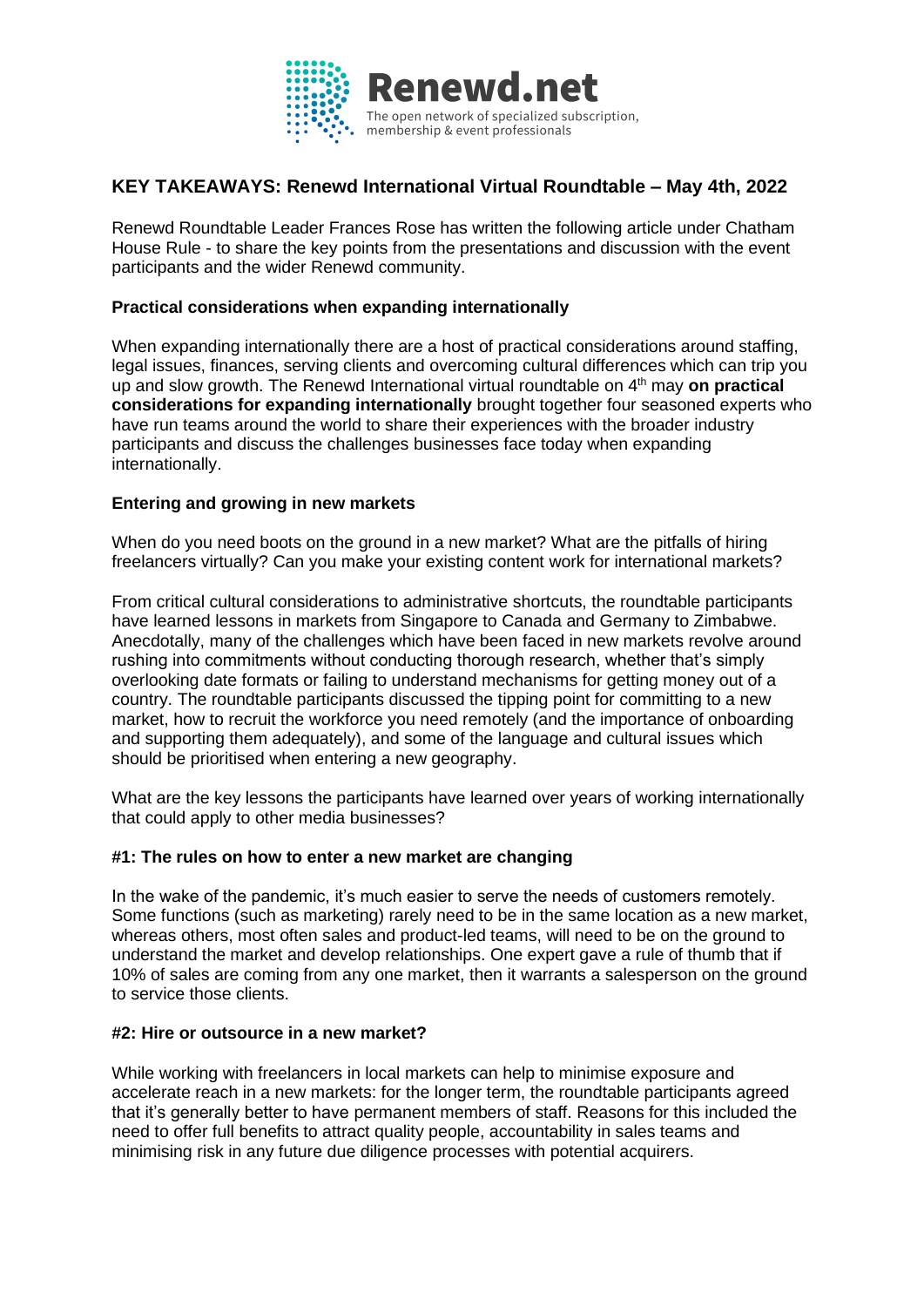**Renewd.net**

The open network of specialized subscription, membership & event professionals

## KEY TAKEAWAYS: Renewd International Virtual Roundtable – May 4th, 2022

Renewd Roundtable Leader Frances Rose has written the following article under Chatham House Rule - to share the key points from the presentations and discussion with the event participants and the wider Renewd community.

### Practical considerations when expanding internationally

When expanding internationally there are a host of practical considerations around staffing, legal issues, finances, serving clients and overcoming cultural differences which can trip you up and slow growth. The Renewd International virtual roundtable on 4th may **on practical considerations for expanding internationally** brought together four seasoned experts who have run teams around the world to share their experiences with the broader industry participants and discuss the challenges businesses face today when expanding internationally.

### Entering and growing in new markets

When do you need boots on the ground in a new market? What are the pitfalls of hiring freelancers virtually? Can you make your existing content work for international markets?

From critical cultural considerations to administrative shortcuts, the roundtable participants have learned lessons in markets from Singapore to Canada and Germany to Zimbabwe. Anecdotally, many of the challenges which have been faced in new markets revolve around rushing into commitments without conducting thorough research, whether that's simply overlooking date formats or failing to understand mechanisms for getting money out of a country. The roundtable participants discussed the tipping point for committing to a new market, how to recruit the workforce you need remotely (and the importance of onboarding and supporting them adequately), and some of the language and cultural issues which should be prioritised when entering a new geography.

What are the key lessons the participants have learned over years of working internationally that could apply to other media businesses?

### #1: The rules on how to enter a new market are changing

In the wake of the pandemic, it's much easier to serve the needs of customers remotely. Some functions (such as marketing) rarely need to be in the same location as a new market, whereas others, most often sales and product-led teams, will need to be on the ground to understand the market and develop relationships. One expert gave a rule of thumb that if 10% of sales are coming from any one market, then it warrants a salesperson on the ground to service those clients.

### #2: Hire or outsource in a new market?

While working with freelancers in local markets can help to minimise exposure and accelerate reach in a new markets: for the longer term, the roundtable participants agreed that it's generally better to have permanent members of staff. Reasons for this included the need to offer full benefits to attract quality people, accountability in sales teams and minimising risk in any future due diligence processes with potential acquirers.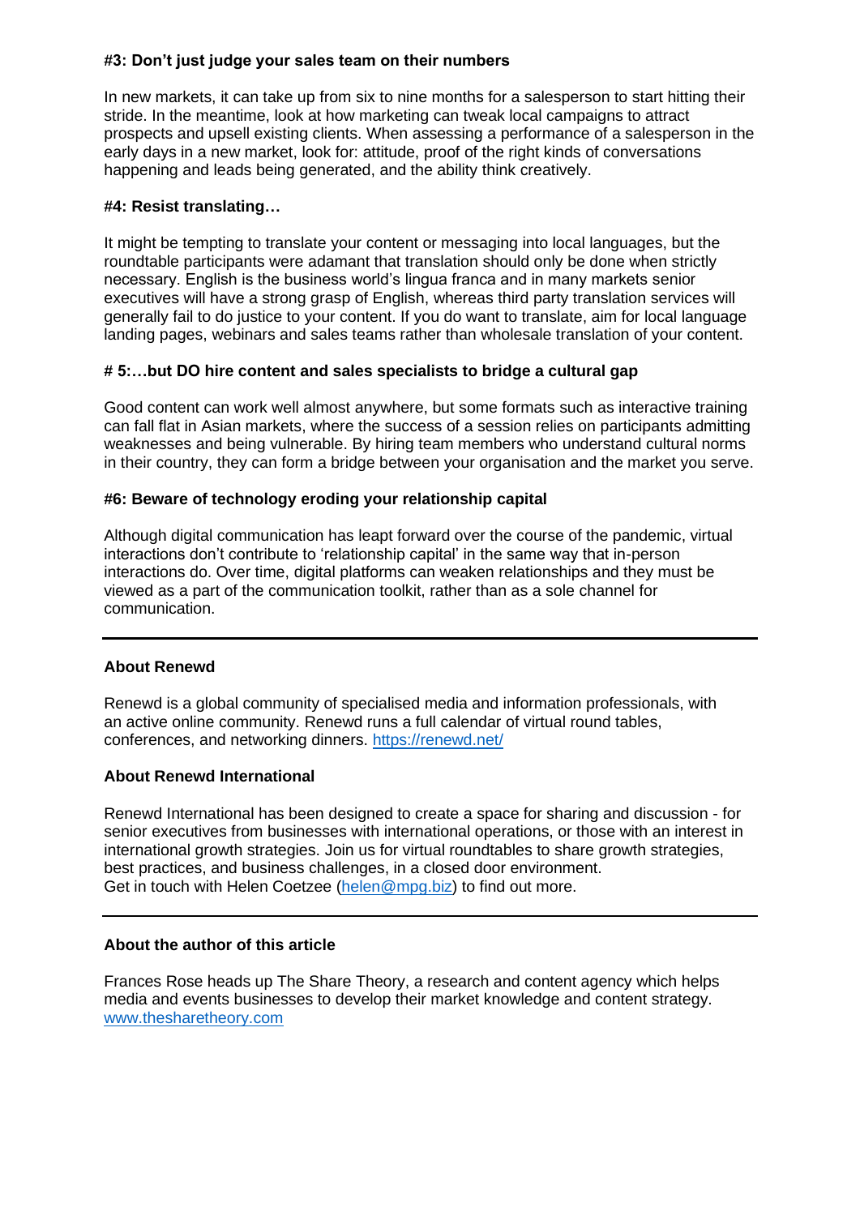#### #3: Don't just judge your sales team on their numbers

In new markets, it can take up from six to nine months for a salesperson to start hitting their stride. In the meantime, look at how marketing can tweak local campaigns to attract prospects and upsell existing clients. When assessing a performance of a salesperson in the early days in a new market, look for: attitude, proof of the right kinds of conversations happening and leads being generated, and the ability think creatively.

#### #4: Resist translating…

It might be tempting to translate your content or messaging into local languages, but the roundtable participants were adamant that translation should only be done when strictly necessary. English is the business world's lingua franca and in many markets senior executives will have a strong grasp of English, whereas third party translation services will generally fail to do justice to your content. If you do want to translate, aim for local language landing pages, webinars and sales teams rather than wholesale translation of your content.

#### # 5:…but DO hire content and sales specialists to bridge a cultural gap

Good content can work well almost anywhere, but some formats such as interactive training can fall flat in Asian markets, where the success of a session relies on participants admitting weaknesses and being vulnerable. By hiring team members who understand cultural norms in their country, they can form a bridge between your organisation and the market you serve.

#### #6: Beware of technology eroding your relationship capital

Although digital communication has leapt forward over the course of the pandemic, virtual interactions don't contribute to 'relationship capital' in the same way that in-person interactions do. Over time, digital platforms can weaken relationships and they must be viewed as a part of the communication toolkit, rather than as a sole channel for communication.

---

#### About Renewd

Renewd is a global community of specialised media and information professionals, with an active online community. Renewd runs a full calendar of virtual round tables, conferences, and networking dinners. [https://renewd.net/](https://renewd.net/)

#### About Renewd International

Renewd International has been designed to create a space for sharing and discussion - for senior executives from businesses with international operations, or those with an interest in international growth strategies. Join us for virtual roundtables to share growth strategies, best practices, and business challenges, in a closed door environment.
Get in touch with Helen Coetzee ([helen@mpg.biz](mailto:helen@mpg.biz)) to find out more.

---

#### About the author of this article

Frances Rose heads up The Share Theory, a research and content agency which helps media and events businesses to develop their market knowledge and content strategy.
[www.thesharetheory.com](http://www.thesharetheory.com)